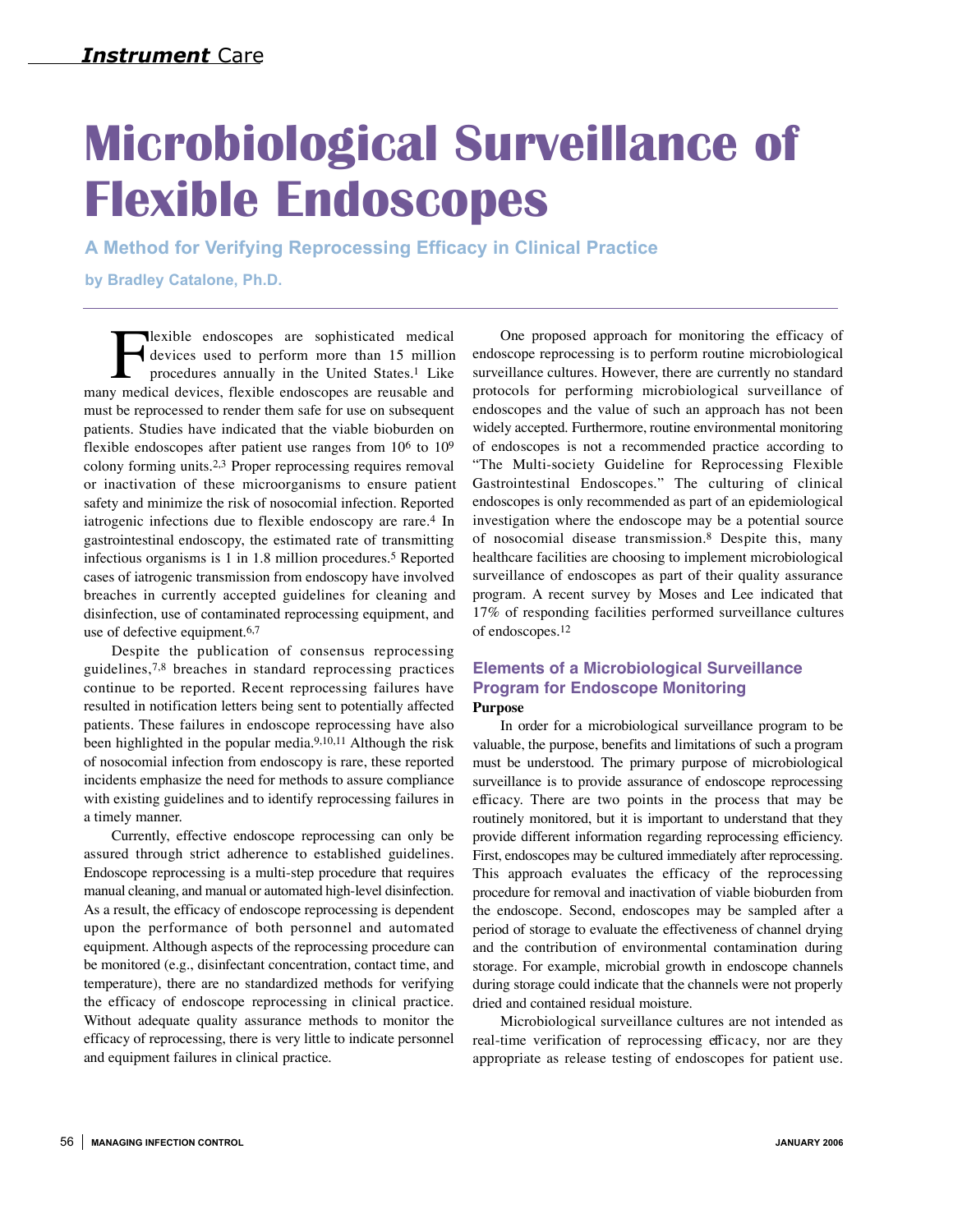# Microbiological Surveillance of Flexible Endoscopes

## A Method for Verifying Reprocessing Efficacy in Clinical Practice

**by Bradley Catalone, Ph.D.**

Flexible endoscopes are sophisticated medical devices used to perform more than 15 million procedures annually in the United States.[1] Like many medical devices, flexible endoscopes are reusable and must be reprocessed to render them safe for use on subsequent patients. Studies have indicated that the viable bioburden on flexible endoscopes after patient use ranges from $10^6$ to $10^9$ colony forming units.[2,3] Proper reprocessing requires removal or inactivation of these microorganisms to ensure patient safety and minimize the risk of nosocomial infection. Reported iatrogenic infections due to flexible endoscopy are rare.[4] In gastrointestinal endoscopy, the estimated rate of transmitting infectious organisms is 1 in 1.8 million procedures.[5] Reported cases of iatrogenic transmission from endoscopy have involved breaches in currently accepted guidelines for cleaning and disinfection, use of contaminated reprocessing equipment, and use of defective equipment.[6,7]

Despite the publication of consensus reprocessing guidelines,[7,8] breaches in standard reprocessing practices continue to be reported. Recent reprocessing failures have resulted in notification letters being sent to potentially affected patients. These failures in endoscope reprocessing have also been highlighted in the popular media.[9,10,11] Although the risk of nosocomial infection from endoscopy is rare, these reported incidents emphasize the need for methods to assure compliance with existing guidelines and to identify reprocessing failures in a timely manner.

Currently, effective endoscope reprocessing can only be assured through strict adherence to established guidelines. Endoscope reprocessing is a multi-step procedure that requires manual cleaning, and manual or automated high-level disinfection. As a result, the efficacy of endoscope reprocessing is dependent upon the performance of both personnel and automated equipment. Although aspects of the reprocessing procedure can be monitored (e.g., disinfectant concentration, contact time, and temperature), there are no standardized methods for verifying the efficacy of endoscope reprocessing in clinical practice. Without adequate quality assurance methods to monitor the efficacy of reprocessing, there is very little to indicate personnel and equipment failures in clinical practice.

One proposed approach for monitoring the efficacy of endoscope reprocessing is to perform routine microbiological surveillance cultures. However, there are currently no standard protocols for performing microbiological surveillance of endoscopes and the value of such an approach has not been widely accepted. Furthermore, routine environmental monitoring of endoscopes is not a recommended practice according to "The Multi-society Guideline for Reprocessing Flexible Gastrointestinal Endoscopes." The culturing of clinical endoscopes is only recommended as part of an epidemiological investigation where the endoscope may be a potential source of nosocomial disease transmission.[8] Despite this, many healthcare facilities are choosing to implement microbiological surveillance of endoscopes as part of their quality assurance program. A recent survey by Moses and Lee indicated that 17% of responding facilities performed surveillance cultures of endoscopes.[12]

### Elements of a Microbiological Surveillance Program for Endoscope Monitoring

**Purpose**

In order for a microbiological surveillance program to be valuable, the purpose, benefits and limitations of such a program must be understood. The primary purpose of microbiological surveillance is to provide assurance of endoscope reprocessing efficacy. There are two points in the process that may be routinely monitored, but it is important to understand that they provide different information regarding reprocessing efficiency. First, endoscopes may be cultured immediately after reprocessing. This approach evaluates the efficacy of the reprocessing procedure for removal and inactivation of viable bioburden from the endoscope. Second, endoscopes may be sampled after a period of storage to evaluate the effectiveness of channel drying and the contribution of environmental contamination during storage. For example, microbial growth in endoscope channels during storage could indicate that the channels were not properly dried and contained residual moisture.

Microbiological surveillance cultures are not intended as real-time verification of reprocessing efficacy, nor are they appropriate as release testing of endoscopes for patient use.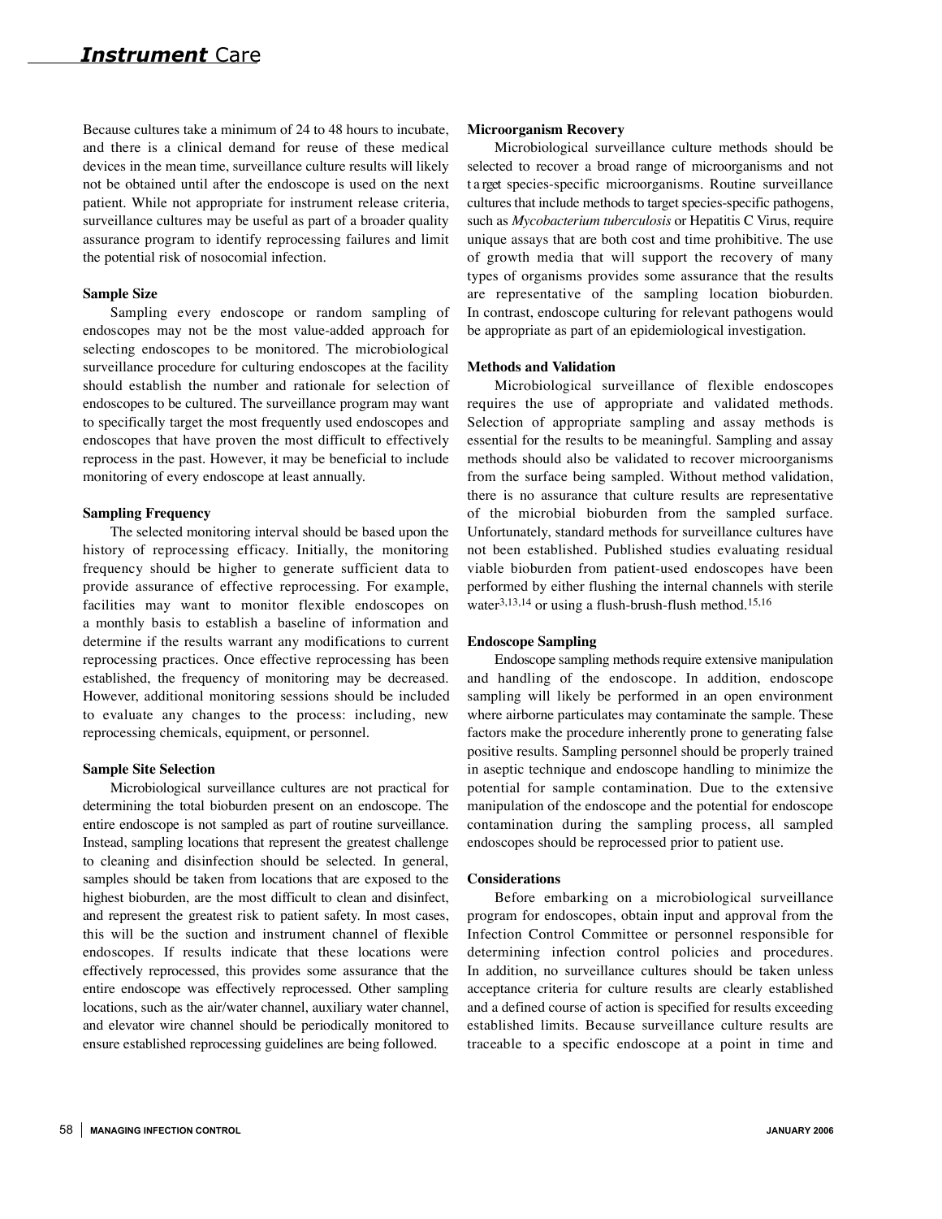Because cultures take a minimum of 24 to 48 hours to incubate, and there is a clinical demand for reuse of these medical devices in the mean time, surveillance culture results will likely not be obtained until after the endoscope is used on the next patient. While not appropriate for instrument release criteria, surveillance cultures may be useful as part of a broader quality assurance program to identify reprocessing failures and limit the potential risk of nosocomial infection.

**Sample Size**

Sampling every endoscope or random sampling of endoscopes may not be the most value-added approach for selecting endoscopes to be monitored. The microbiological surveillance procedure for culturing endoscopes at the facility should establish the number and rationale for selection of endoscopes to be cultured. The surveillance program may want to specifically target the most frequently used endoscopes and endoscopes that have proven the most difficult to effectively reprocess in the past. However, it may be beneficial to include monitoring of every endoscope at least annually.

**Sampling Frequency**

The selected monitoring interval should be based upon the history of reprocessing efficacy. Initially, the monitoring frequency should be higher to generate sufficient data to provide assurance of effective reprocessing. For example, facilities may want to monitor flexible endoscopes on a monthly basis to establish a baseline of information and determine if the results warrant any modifications to current reprocessing practices. Once effective reprocessing has been established, the frequency of monitoring may be decreased. However, additional monitoring sessions should be included to evaluate any changes to the process: including, new reprocessing chemicals, equipment, or personnel.

**Sample Site Selection**

Microbiological surveillance cultures are not practical for determining the total bioburden present on an endoscope. The entire endoscope is not sampled as part of routine surveillance. Instead, sampling locations that represent the greatest challenge to cleaning and disinfection should be selected. In general, samples should be taken from locations that are exposed to the highest bioburden, are the most difficult to clean and disinfect, and represent the greatest risk to patient safety. In most cases, this will be the suction and instrument channel of flexible endoscopes. If results indicate that these locations were effectively reprocessed, this provides some assurance that the entire endoscope was effectively reprocessed. Other sampling locations, such as the air/water channel, auxiliary water channel, and elevator wire channel should be periodically monitored to ensure established reprocessing guidelines are being followed.

**Microorganism Recovery**

Microbiological surveillance culture methods should be selected to recover a broad range of microorganisms and not target species-specific microorganisms. Routine surveillance cultures that include methods to target species-specific pathogens, such as *Mycobacterium tuberculosis* or Hepatitis C Virus, require unique assays that are both cost and time prohibitive. The use of growth media that will support the recovery of many types of organisms provides some assurance that the results are representative of the sampling location bioburden. In contrast, endoscope culturing for relevant pathogens would be appropriate as part of an epidemiological investigation.

**Methods and Validation**

Microbiological surveillance of flexible endoscopes requires the use of appropriate and validated methods. Selection of appropriate sampling and assay methods is essential for the results to be meaningful. Sampling and assay methods should also be validated to recover microorganisms from the surface being sampled. Without method validation, there is no assurance that culture results are representative of the microbial bioburden from the sampled surface. Unfortunately, standard methods for surveillance cultures have not been established. Published studies evaluating residual viable bioburden from patient-used endoscopes have been performed by either flushing the internal channels with sterile water[3,13,14] or using a flush-brush-flush method.[15,16]

**Endoscope Sampling**

Endoscope sampling methods require extensive manipulation and handling of the endoscope. In addition, endoscope sampling will likely be performed in an open environment where airborne particulates may contaminate the sample. These factors make the procedure inherently prone to generating false positive results. Sampling personnel should be properly trained in aseptic technique and endoscope handling to minimize the potential for sample contamination. Due to the extensive manipulation of the endoscope and the potential for endoscope contamination during the sampling process, all sampled endoscopes should be reprocessed prior to patient use.

**Considerations**

Before embarking on a microbiological surveillance program for endoscopes, obtain input and approval from the Infection Control Committee or personnel responsible for determining infection control policies and procedures. In addition, no surveillance cultures should be taken unless acceptance criteria for culture results are clearly established and a defined course of action is specified for results exceeding established limits. Because surveillance culture results are traceable to a specific endoscope at a point in time and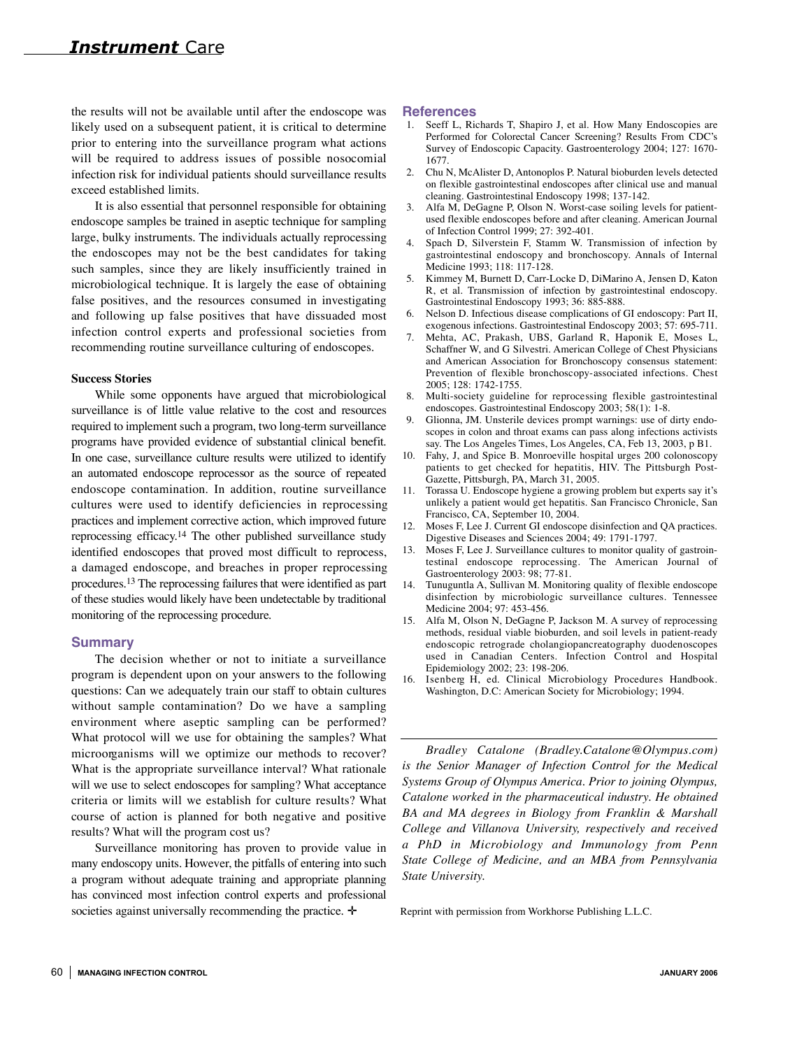the results will not be available until after the endoscope was likely used on a subsequent patient, it is critical to determine prior to entering into the surveillance program what actions will be required to address issues of possible nosocomial infection risk for individual patients should surveillance results exceed established limits.

It is also essential that personnel responsible for obtaining endoscope samples be trained in aseptic technique for sampling large, bulky instruments. The individuals actually reprocessing the endoscopes may not be the best candidates for taking such samples, since they are likely insufficiently trained in microbiological technique. It is largely the ease of obtaining false positives, and the resources consumed in investigating and following up false positives that have dissuaded most infection control experts and professional societies from recommending routine surveillance culturing of endoscopes.

**Success Stories**

While some opponents have argued that microbiological surveillance is of little value relative to the cost and resources required to implement such a program, two long-term surveillance programs have provided evidence of substantial clinical benefit. In one case, surveillance culture results were utilized to identify an automated endoscope reprocessor as the source of repeated endoscope contamination. In addition, routine surveillance cultures were used to identify deficiencies in reprocessing practices and implement corrective action, which improved future reprocessing efficacy.[14] The other published surveillance study identified endoscopes that proved most difficult to reprocess, a damaged endoscope, and breaches in proper reprocessing procedures.[13] The reprocessing failures that were identified as part of these studies would likely have been undetectable by traditional monitoring of the reprocessing procedure.

## Summary

The decision whether or not to initiate a surveillance program is dependent upon on your answers to the following questions: Can we adequately train our staff to obtain cultures without sample contamination? Do we have a sampling environment where aseptic sampling can be performed? What protocol will we use for obtaining the samples? What microorganisms will we optimize our methods to recover? What is the appropriate surveillance interval? What rationale will we use to select endoscopes for sampling? What acceptance criteria or limits will we establish for culture results? What course of action is planned for both negative and positive results? What will the program cost us?

Surveillance monitoring has proven to provide value in many endoscopy units. However, the pitfalls of entering into such a program without adequate training and appropriate planning has convinced most infection control experts and professional societies against universally recommending the practice. ✢

## References

1. Seeff L, Richards T, Shapiro J, et al. How Many Endoscopies are Performed for Colorectal Cancer Screening? Results From CDC's Survey of Endoscopic Capacity. Gastroenterology 2004; 127: 1670-1677.
2. Chu N, McAlister D, Antonoplos P. Natural bioburden levels detected on flexible gastrointestinal endoscopes after clinical use and manual cleaning. Gastrointestinal Endoscopy 1998; 137-142.
3. Alfa M, DeGagne P, Olson N. Worst-case soiling levels for patient-used flexible endoscopes before and after cleaning. American Journal of Infection Control 1999; 27: 392-401.
4. Spach D, Silverstein F, Stamm W. Transmission of infection by gastrointestinal endoscopy and bronchoscopy. Annals of Internal Medicine 1993; 118: 117-128.
5. Kimmey M, Burnett D, Carr-Locke D, DiMarino A, Jensen D, Katon R, et al. Transmission of infection by gastrointestinal endoscopy. Gastrointestinal Endoscopy 1993; 36: 885-888.
6. Nelson D. Infectious disease complications of GI endoscopy: Part II, exogenous infections. Gastrointestinal Endoscopy 2003; 57: 695-711.
7. Mehta, AC, Prakash, UBS, Garland R, Haponik E, Moses L, Schaffner W, and G Silvestri. American College of Chest Physicians and American Association for Bronchoscopy consensus statement: Prevention of flexible bronchoscopy-associated infections. Chest 2005; 128: 1742-1755.
8. Multi-society guideline for reprocessing flexible gastrointestinal endoscopes. Gastrointestinal Endoscopy 2003; 58(1): 1-8.
9. Glionna, JM. Unsterile devices prompt warnings: use of dirty endoscopes in colon and throat exams can pass along infections activists say. The Los Angeles Times, Los Angeles, CA, Feb 13, 2003, p B1.
10. Fahy, J, and Spice B. Monroeville hospital urges 200 colonoscopy patients to get checked for hepatitis, HIV. The Pittsburgh Post-Gazette, Pittsburgh, PA, March 31, 2005.
11. Torassa U. Endoscope hygiene a growing problem but experts say it's unlikely a patient would get hepatitis. San Francisco Chronicle, San Francisco, CA, September 10, 2004.
12. Moses F, Lee J. Current GI endoscope disinfection and QA practices. Digestive Diseases and Sciences 2004; 49: 1791-1797.
13. Moses F, Lee J. Surveillance cultures to monitor quality of gastrointestinal endoscope reprocessing. The American Journal of Gastroenterology 2003: 98; 77-81.
14. Tunuguntla A, Sullivan M. Monitoring quality of flexible endoscope disinfection by microbiologic surveillance cultures. Tennessee Medicine 2004; 97: 453-456.
15. Alfa M, Olson N, DeGagne P, Jackson M. A survey of reprocessing methods, residual viable bioburden, and soil levels in patient-ready endoscopic retrograde cholangiopancreatography duodenoscopes used in Canadian Centers. Infection Control and Hospital Epidemiology 2002; 23: 198-206.
16. Isenberg H, ed. Clinical Microbiology Procedures Handbook. Washington, D.C: American Society for Microbiology; 1994.

---

*Bradley Catalone (Bradley.Catalone@Olympus.com) is the Senior Manager of Infection Control for the Medical Systems Group of Olympus America. Prior to joining Olympus, Catalone worked in the pharmaceutical industry. He obtained BA and MA degrees in Biology from Franklin & Marshall College and Villanova University, respectively and received a PhD in Microbiology and Immunology from Penn State College of Medicine, and an MBA from Pennsylvania State University.*

Reprint with permission from Workhorse Publishing L.L.C.